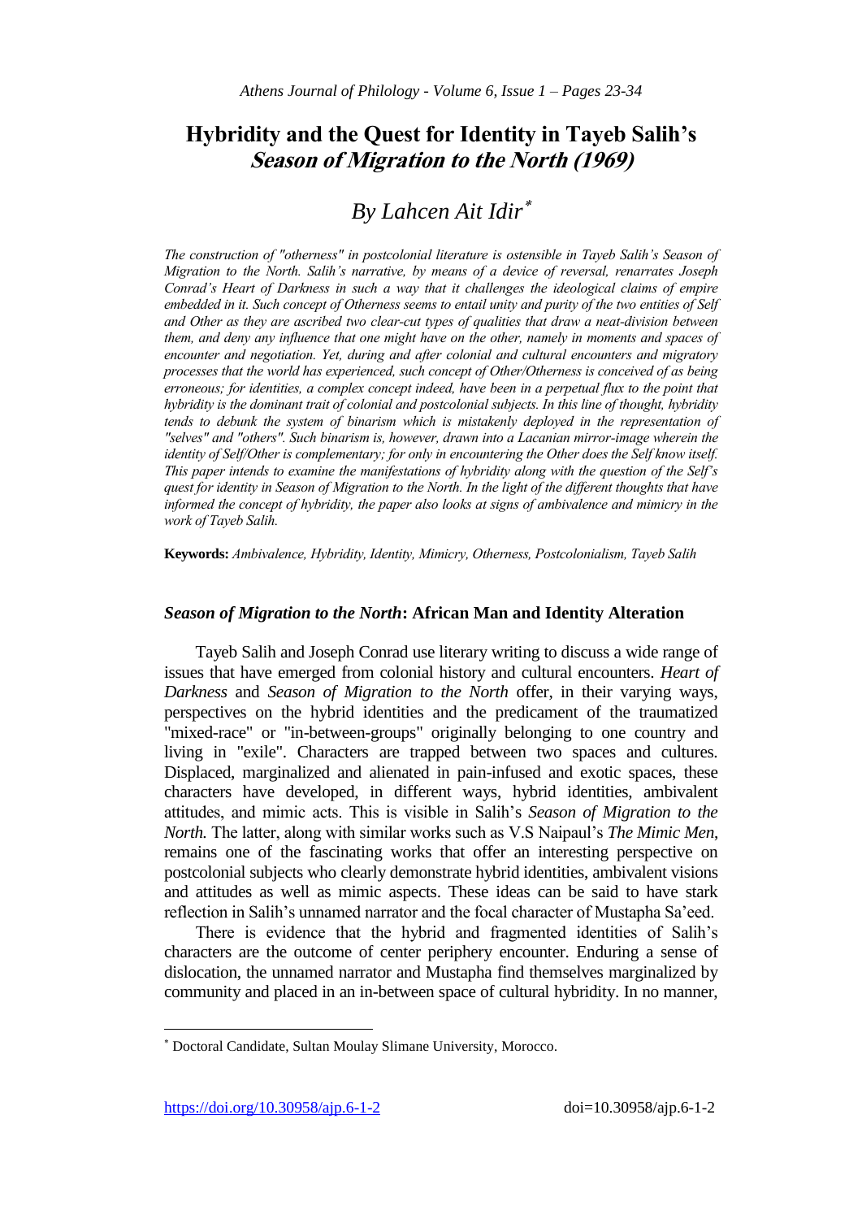# Hybridity and the Quest for Identity in Tayeb Salih's *Season of Migration to the North (1969)*

## *By Lahcen Ait Idir*[*]

*The construction of "otherness" in postcolonial literature is ostensible in Tayeb Salih's Season of Migration to the North. Salih's narrative, by means of a device of reversal, renarrates Joseph Conrad's Heart of Darkness in such a way that it challenges the ideological claims of empire embedded in it. Such concept of Otherness seems to entail unity and purity of the two entities of Self and Other as they are ascribed two clear-cut types of qualities that draw a neat-division between them, and deny any influence that one might have on the other, namely in moments and spaces of encounter and negotiation. Yet, during and after colonial and cultural encounters and migratory processes that the world has experienced, such concept of Other/Otherness is conceived of as being erroneous; for identities, a complex concept indeed, have been in a perpetual flux to the point that hybridity is the dominant trait of colonial and postcolonial subjects. In this line of thought, hybridity tends to debunk the system of binarism which is mistakenly deployed in the representation of "selves" and "others". Such binarism is, however, drawn into a Lacanian mirror-image wherein the identity of Self/Other is complementary; for only in encountering the Other does the Self know itself. This paper intends to examine the manifestations of hybridity along with the question of the Self's quest for identity in Season of Migration to the North. In the light of the different thoughts that have informed the concept of hybridity, the paper also looks at signs of ambivalence and mimicry in the work of Tayeb Salih.*

**Keywords:** *Ambivalence, Hybridity, Identity, Mimicry, Otherness, Postcolonialism, Tayeb Salih*

### *Season of Migration to the North*: African Man and Identity Alteration

Tayeb Salih and Joseph Conrad use literary writing to discuss a wide range of issues that have emerged from colonial history and cultural encounters. *Heart of Darkness* and *Season of Migration to the North* offer, in their varying ways, perspectives on the hybrid identities and the predicament of the traumatized "mixed-race" or "in-between-groups" originally belonging to one country and living in "exile". Characters are trapped between two spaces and cultures. Displaced, marginalized and alienated in pain-infused and exotic spaces, these characters have developed, in different ways, hybrid identities, ambivalent attitudes, and mimic acts. This is visible in Salih's *Season of Migration to the North.* The latter, along with similar works such as V.S Naipaul's *The Mimic Men*, remains one of the fascinating works that offer an interesting perspective on postcolonial subjects who clearly demonstrate hybrid identities, ambivalent visions and attitudes as well as mimic aspects. These ideas can be said to have stark reflection in Salih's unnamed narrator and the focal character of Mustapha Sa'eed.

There is evidence that the hybrid and fragmented identities of Salih's characters are the outcome of center periphery encounter. Enduring a sense of dislocation, the unnamed narrator and Mustapha find themselves marginalized by community and placed in an in-between space of cultural hybridity. In no manner,

---

[*] Doctoral Candidate, Sultan Moulay Slimane University, Morocco.

https://doi.org/10.30958/ajp.6-1-2 doi=10.30958/ajp.6-1-2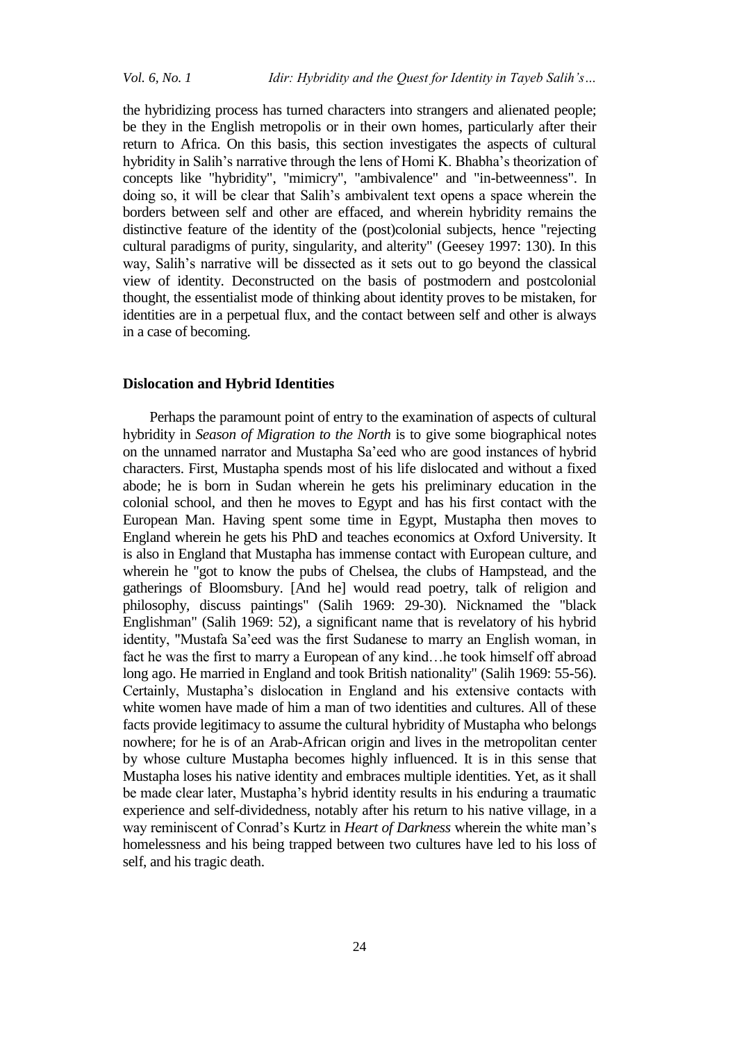the hybridizing process has turned characters into strangers and alienated people; be they in the English metropolis or in their own homes, particularly after their return to Africa. On this basis, this section investigates the aspects of cultural hybridity in Salih's narrative through the lens of Homi K. Bhabha's theorization of concepts like "hybridity", "mimicry", "ambivalence" and "in-betweenness". In doing so, it will be clear that Salih's ambivalent text opens a space wherein the borders between self and other are effaced, and wherein hybridity remains the distinctive feature of the identity of the (post)colonial subjects, hence "rejecting cultural paradigms of purity, singularity, and alterity" (Geesey 1997: 130). In this way, Salih's narrative will be dissected as it sets out to go beyond the classical view of identity. Deconstructed on the basis of postmodern and postcolonial thought, the essentialist mode of thinking about identity proves to be mistaken, for identities are in a perpetual flux, and the contact between self and other is always in a case of becoming.

## Dislocation and Hybrid Identities

Perhaps the paramount point of entry to the examination of aspects of cultural hybridity in *Season of Migration to the North* is to give some biographical notes on the unnamed narrator and Mustapha Sa'eed who are good instances of hybrid characters. First, Mustapha spends most of his life dislocated and without a fixed abode; he is born in Sudan wherein he gets his preliminary education in the colonial school, and then he moves to Egypt and has his first contact with the European Man. Having spent some time in Egypt, Mustapha then moves to England wherein he gets his PhD and teaches economics at Oxford University. It is also in England that Mustapha has immense contact with European culture, and wherein he "got to know the pubs of Chelsea, the clubs of Hampstead, and the gatherings of Bloomsbury. [And he] would read poetry, talk of religion and philosophy, discuss paintings" (Salih 1969: 29-30). Nicknamed the "black Englishman" (Salih 1969: 52), a significant name that is revelatory of his hybrid identity, "Mustafa Sa'eed was the first Sudanese to marry an English woman, in fact he was the first to marry a European of any kind…he took himself off abroad long ago. He married in England and took British nationality" (Salih 1969: 55-56). Certainly, Mustapha's dislocation in England and his extensive contacts with white women have made of him a man of two identities and cultures. All of these facts provide legitimacy to assume the cultural hybridity of Mustapha who belongs nowhere; for he is of an Arab-African origin and lives in the metropolitan center by whose culture Mustapha becomes highly influenced. It is in this sense that Mustapha loses his native identity and embraces multiple identities. Yet, as it shall be made clear later, Mustapha's hybrid identity results in his enduring a traumatic experience and self-dividedness, notably after his return to his native village, in a way reminiscent of Conrad's Kurtz in *Heart of Darkness* wherein the white man's homelessness and his being trapped between two cultures have led to his loss of self, and his tragic death.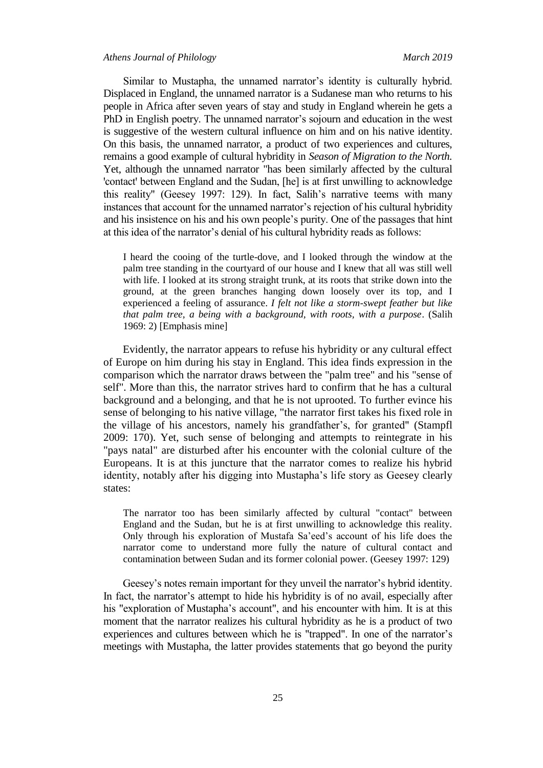Similar to Mustapha, the unnamed narrator's identity is culturally hybrid. Displaced in England, the unnamed narrator is a Sudanese man who returns to his people in Africa after seven years of stay and study in England wherein he gets a PhD in English poetry. The unnamed narrator's sojourn and education in the west is suggestive of the western cultural influence on him and on his native identity. On this basis, the unnamed narrator, a product of two experiences and cultures, remains a good example of cultural hybridity in *Season of Migration to the North.* Yet, although the unnamed narrator "has been similarly affected by the cultural 'contact' between England and the Sudan, [he] is at first unwilling to acknowledge this reality" (Geesey 1997: 129). In fact, Salih's narrative teems with many instances that account for the unnamed narrator's rejection of his cultural hybridity and his insistence on his and his own people's purity. One of the passages that hint at this idea of the narrator's denial of his cultural hybridity reads as follows:

> I heard the cooing of the turtle-dove, and I looked through the window at the palm tree standing in the courtyard of our house and I knew that all was still well with life. I looked at its strong straight trunk, at its roots that strike down into the ground, at the green branches hanging down loosely over its top, and I experienced a feeling of assurance. *I felt not like a storm-swept feather but like that palm tree, a being with a background, with roots, with a purpose*. (Salih 1969: 2) [Emphasis mine]

Evidently, the narrator appears to refuse his hybridity or any cultural effect of Europe on him during his stay in England. This idea finds expression in the comparison which the narrator draws between the "palm tree" and his "sense of self". More than this, the narrator strives hard to confirm that he has a cultural background and a belonging, and that he is not uprooted. To further evince his sense of belonging to his native village, "the narrator first takes his fixed role in the village of his ancestors, namely his grandfather's, for granted" (Stampfl 2009: 170). Yet, such sense of belonging and attempts to reintegrate in his "pays natal" are disturbed after his encounter with the colonial culture of the Europeans. It is at this juncture that the narrator comes to realize his hybrid identity, notably after his digging into Mustapha's life story as Geesey clearly states:

> The narrator too has been similarly affected by cultural "contact" between England and the Sudan, but he is at first unwilling to acknowledge this reality. Only through his exploration of Mustafa Sa'eed's account of his life does the narrator come to understand more fully the nature of cultural contact and contamination between Sudan and its former colonial power. (Geesey 1997: 129)

Geesey's notes remain important for they unveil the narrator's hybrid identity. In fact, the narrator's attempt to hide his hybridity is of no avail, especially after his "exploration of Mustapha's account", and his encounter with him. It is at this moment that the narrator realizes his cultural hybridity as he is a product of two experiences and cultures between which he is "trapped". In one of the narrator's meetings with Mustapha, the latter provides statements that go beyond the purity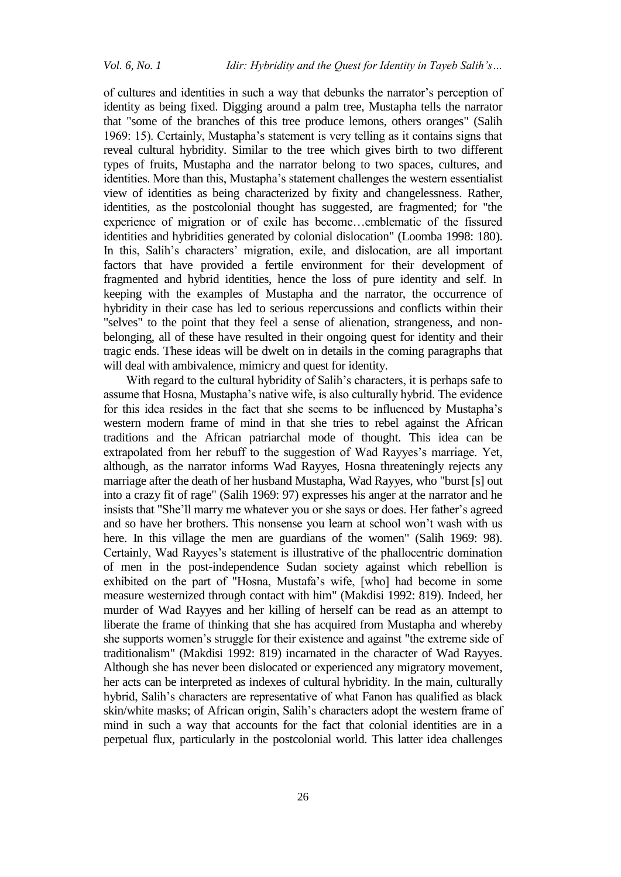of cultures and identities in such a way that debunks the narrator's perception of identity as being fixed. Digging around a palm tree, Mustapha tells the narrator that "some of the branches of this tree produce lemons, others oranges" (Salih 1969: 15). Certainly, Mustapha's statement is very telling as it contains signs that reveal cultural hybridity. Similar to the tree which gives birth to two different types of fruits, Mustapha and the narrator belong to two spaces, cultures, and identities. More than this, Mustapha's statement challenges the western essentialist view of identities as being characterized by fixity and changelessness. Rather, identities, as the postcolonial thought has suggested, are fragmented; for "the experience of migration or of exile has become…emblematic of the fissured identities and hybridities generated by colonial dislocation" (Loomba 1998: 180). In this, Salih's characters' migration, exile, and dislocation, are all important factors that have provided a fertile environment for their development of fragmented and hybrid identities, hence the loss of pure identity and self. In keeping with the examples of Mustapha and the narrator, the occurrence of hybridity in their case has led to serious repercussions and conflicts within their "selves" to the point that they feel a sense of alienation, strangeness, and non-belonging, all of these have resulted in their ongoing quest for identity and their tragic ends. These ideas will be dwelt on in details in the coming paragraphs that will deal with ambivalence, mimicry and quest for identity.

With regard to the cultural hybridity of Salih's characters, it is perhaps safe to assume that Hosna, Mustapha's native wife, is also culturally hybrid. The evidence for this idea resides in the fact that she seems to be influenced by Mustapha's western modern frame of mind in that she tries to rebel against the African traditions and the African patriarchal mode of thought. This idea can be extrapolated from her rebuff to the suggestion of Wad Rayyes's marriage. Yet, although, as the narrator informs Wad Rayyes, Hosna threateningly rejects any marriage after the death of her husband Mustapha, Wad Rayyes, who "burst [s] out into a crazy fit of rage" (Salih 1969: 97) expresses his anger at the narrator and he insists that "She'll marry me whatever you or she says or does. Her father's agreed and so have her brothers. This nonsense you learn at school won't wash with us here. In this village the men are guardians of the women" (Salih 1969: 98). Certainly, Wad Rayyes's statement is illustrative of the phallocentric domination of men in the post-independence Sudan society against which rebellion is exhibited on the part of "Hosna, Mustafa's wife, [who] had become in some measure westernized through contact with him" (Makdisi 1992: 819). Indeed, her murder of Wad Rayyes and her killing of herself can be read as an attempt to liberate the frame of thinking that she has acquired from Mustapha and whereby she supports women's struggle for their existence and against "the extreme side of traditionalism" (Makdisi 1992: 819) incarnated in the character of Wad Rayyes. Although she has never been dislocated or experienced any migratory movement, her acts can be interpreted as indexes of cultural hybridity. In the main, culturally hybrid, Salih's characters are representative of what Fanon has qualified as black skin/white masks; of African origin, Salih's characters adopt the western frame of mind in such a way that accounts for the fact that colonial identities are in a perpetual flux, particularly in the postcolonial world. This latter idea challenges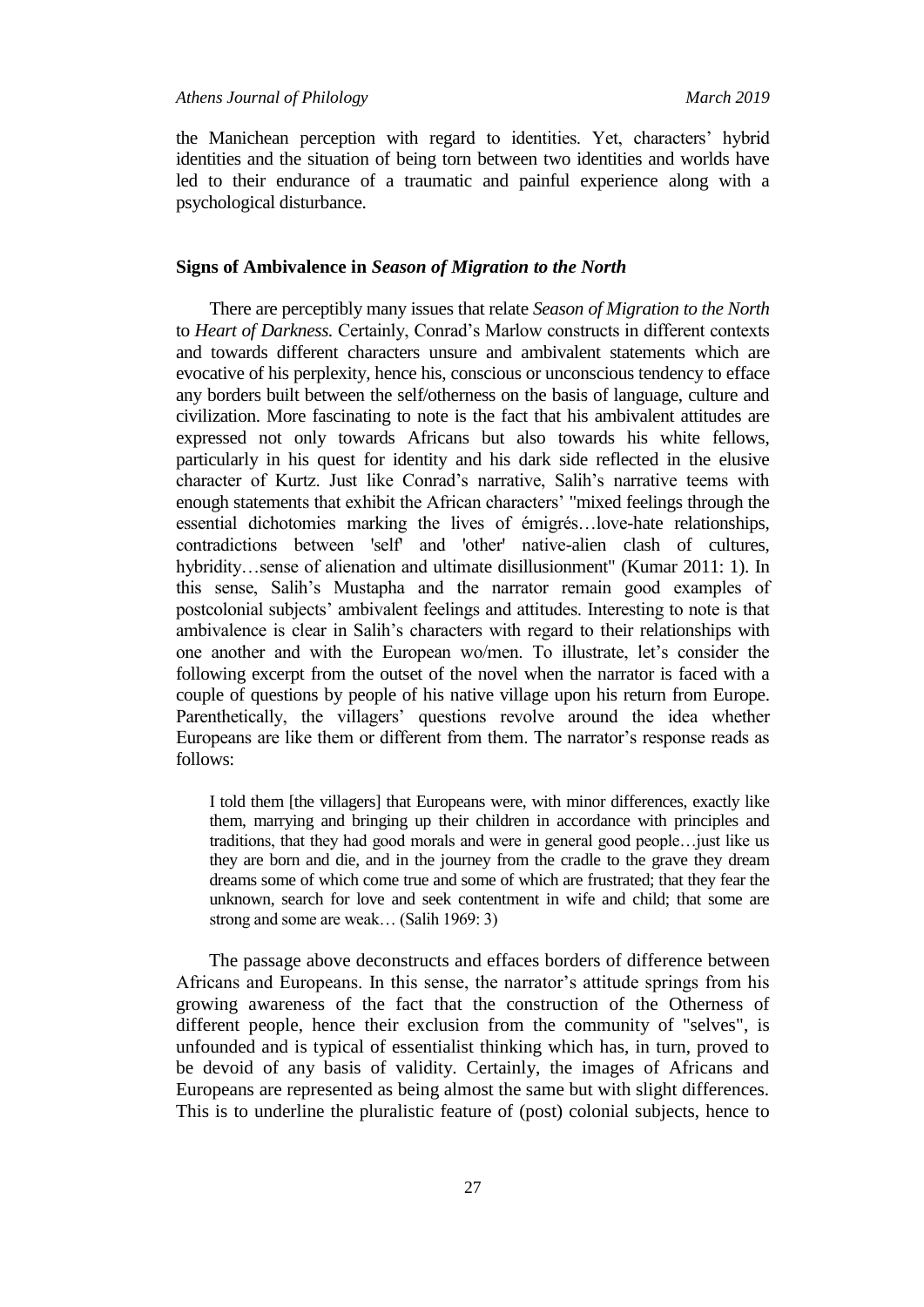the Manichean perception with regard to identities. Yet, characters' hybrid identities and the situation of being torn between two identities and worlds have led to their endurance of a traumatic and painful experience along with a psychological disturbance.

## Signs of Ambivalence in *Season of Migration to the North*

There are perceptibly many issues that relate *Season of Migration to the North* to *Heart of Darkness.* Certainly, Conrad's Marlow constructs in different contexts and towards different characters unsure and ambivalent statements which are evocative of his perplexity, hence his, conscious or unconscious tendency to efface any borders built between the self/otherness on the basis of language, culture and civilization. More fascinating to note is the fact that his ambivalent attitudes are expressed not only towards Africans but also towards his white fellows, particularly in his quest for identity and his dark side reflected in the elusive character of Kurtz. Just like Conrad's narrative, Salih's narrative teems with enough statements that exhibit the African characters' "mixed feelings through the essential dichotomies marking the lives of émigrés…love-hate relationships, contradictions between 'self' and 'other' native-alien clash of cultures, hybridity…sense of alienation and ultimate disillusionment" (Kumar 2011: 1). In this sense, Salih's Mustapha and the narrator remain good examples of postcolonial subjects' ambivalent feelings and attitudes. Interesting to note is that ambivalence is clear in Salih's characters with regard to their relationships with one another and with the European wo/men. To illustrate, let's consider the following excerpt from the outset of the novel when the narrator is faced with a couple of questions by people of his native village upon his return from Europe. Parenthetically, the villagers' questions revolve around the idea whether Europeans are like them or different from them. The narrator's response reads as follows:

> I told them [the villagers] that Europeans were, with minor differences, exactly like them, marrying and bringing up their children in accordance with principles and traditions, that they had good morals and were in general good people…just like us they are born and die, and in the journey from the cradle to the grave they dream dreams some of which come true and some of which are frustrated; that they fear the unknown, search for love and seek contentment in wife and child; that some are strong and some are weak… (Salih 1969: 3)

The passage above deconstructs and effaces borders of difference between Africans and Europeans. In this sense, the narrator's attitude springs from his growing awareness of the fact that the construction of the Otherness of different people, hence their exclusion from the community of "selves", is unfounded and is typical of essentialist thinking which has, in turn, proved to be devoid of any basis of validity. Certainly, the images of Africans and Europeans are represented as being almost the same but with slight differences. This is to underline the pluralistic feature of (post) colonial subjects, hence to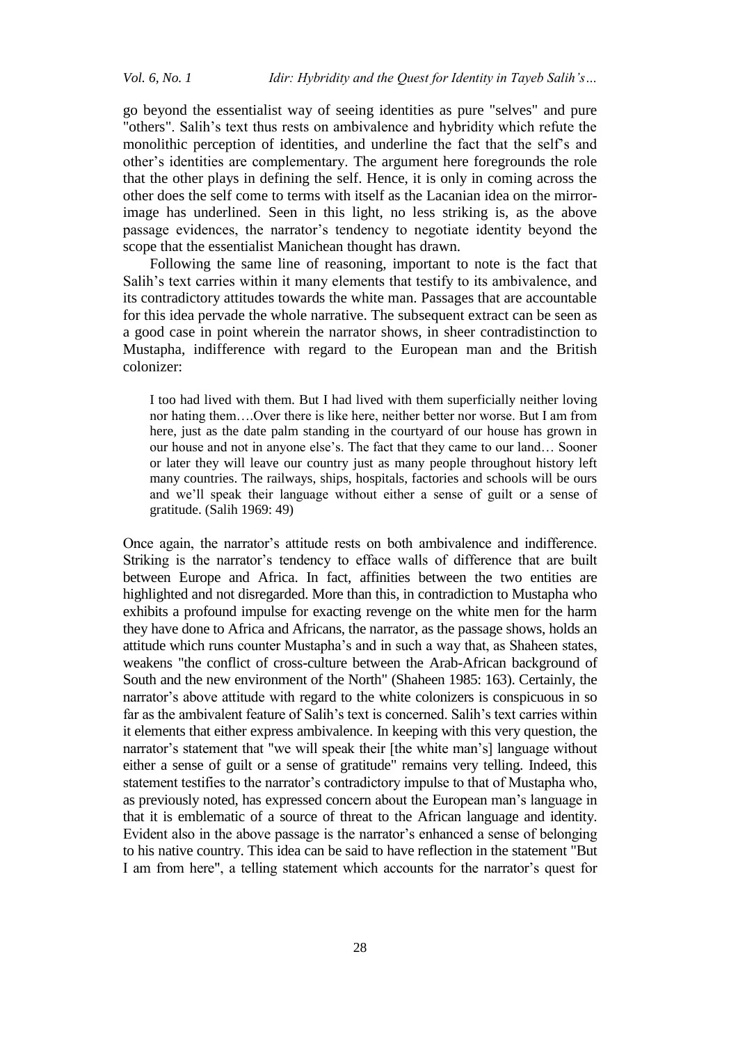go beyond the essentialist way of seeing identities as pure "selves" and pure "others". Salih's text thus rests on ambivalence and hybridity which refute the monolithic perception of identities, and underline the fact that the self's and other's identities are complementary. The argument here foregrounds the role that the other plays in defining the self. Hence, it is only in coming across the other does the self come to terms with itself as the Lacanian idea on the mirror-image has underlined. Seen in this light, no less striking is, as the above passage evidences, the narrator's tendency to negotiate identity beyond the scope that the essentialist Manichean thought has drawn.

Following the same line of reasoning, important to note is the fact that Salih's text carries within it many elements that testify to its ambivalence, and its contradictory attitudes towards the white man. Passages that are accountable for this idea pervade the whole narrative. The subsequent extract can be seen as a good case in point wherein the narrator shows, in sheer contradistinction to Mustapha, indifference with regard to the European man and the British colonizer:

> I too had lived with them. But I had lived with them superficially neither loving nor hating them….Over there is like here, neither better nor worse. But I am from here, just as the date palm standing in the courtyard of our house has grown in our house and not in anyone else's. The fact that they came to our land… Sooner or later they will leave our country just as many people throughout history left many countries. The railways, ships, hospitals, factories and schools will be ours and we'll speak their language without either a sense of guilt or a sense of gratitude. (Salih 1969: 49)

Once again, the narrator's attitude rests on both ambivalence and indifference. Striking is the narrator's tendency to efface walls of difference that are built between Europe and Africa. In fact, affinities between the two entities are highlighted and not disregarded. More than this, in contradiction to Mustapha who exhibits a profound impulse for exacting revenge on the white men for the harm they have done to Africa and Africans, the narrator, as the passage shows, holds an attitude which runs counter Mustapha's and in such a way that, as Shaheen states, weakens "the conflict of cross-culture between the Arab-African background of South and the new environment of the North" (Shaheen 1985: 163). Certainly, the narrator's above attitude with regard to the white colonizers is conspicuous in so far as the ambivalent feature of Salih's text is concerned. Salih's text carries within it elements that either express ambivalence. In keeping with this very question, the narrator's statement that "we will speak their [the white man's] language without either a sense of guilt or a sense of gratitude" remains very telling. Indeed, this statement testifies to the narrator's contradictory impulse to that of Mustapha who, as previously noted, has expressed concern about the European man's language in that it is emblematic of a source of threat to the African language and identity. Evident also in the above passage is the narrator's enhanced a sense of belonging to his native country. This idea can be said to have reflection in the statement "But I am from here", a telling statement which accounts for the narrator's quest for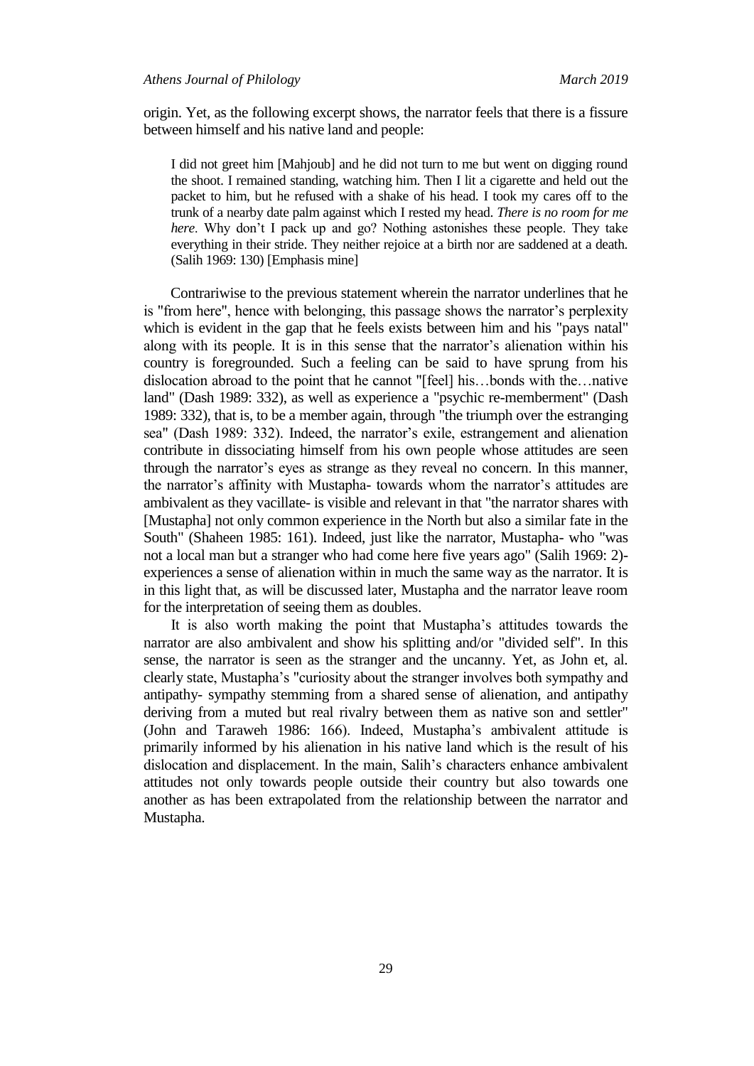origin. Yet, as the following excerpt shows, the narrator feels that there is a fissure between himself and his native land and people:

> I did not greet him [Mahjoub] and he did not turn to me but went on digging round the shoot. I remained standing, watching him. Then I lit a cigarette and held out the packet to him, but he refused with a shake of his head. I took my cares off to the trunk of a nearby date palm against which I rested my head. *There is no room for me here*. Why don't I pack up and go? Nothing astonishes these people. They take everything in their stride. They neither rejoice at a birth nor are saddened at a death. (Salih 1969: 130) [Emphasis mine]

Contrariwise to the previous statement wherein the narrator underlines that he is "from here", hence with belonging, this passage shows the narrator's perplexity which is evident in the gap that he feels exists between him and his "pays natal" along with its people. It is in this sense that the narrator's alienation within his country is foregrounded. Such a feeling can be said to have sprung from his dislocation abroad to the point that he cannot "[feel] his…bonds with the…native land" (Dash 1989: 332), as well as experience a "psychic re-memberment" (Dash 1989: 332), that is, to be a member again, through "the triumph over the estranging sea" (Dash 1989: 332). Indeed, the narrator's exile, estrangement and alienation contribute in dissociating himself from his own people whose attitudes are seen through the narrator's eyes as strange as they reveal no concern. In this manner, the narrator's affinity with Mustapha- towards whom the narrator's attitudes are ambivalent as they vacillate- is visible and relevant in that "the narrator shares with [Mustapha] not only common experience in the North but also a similar fate in the South" (Shaheen 1985: 161). Indeed, just like the narrator, Mustapha- who "was not a local man but a stranger who had come here five years ago" (Salih 1969: 2)- experiences a sense of alienation within in much the same way as the narrator. It is in this light that, as will be discussed later, Mustapha and the narrator leave room for the interpretation of seeing them as doubles.

It is also worth making the point that Mustapha's attitudes towards the narrator are also ambivalent and show his splitting and/or "divided self". In this sense, the narrator is seen as the stranger and the uncanny. Yet, as John et, al. clearly state, Mustapha's "curiosity about the stranger involves both sympathy and antipathy- sympathy stemming from a shared sense of alienation, and antipathy deriving from a muted but real rivalry between them as native son and settler" (John and Taraweh 1986: 166). Indeed, Mustapha's ambivalent attitude is primarily informed by his alienation in his native land which is the result of his dislocation and displacement. In the main, Salih's characters enhance ambivalent attitudes not only towards people outside their country but also towards one another as has been extrapolated from the relationship between the narrator and Mustapha.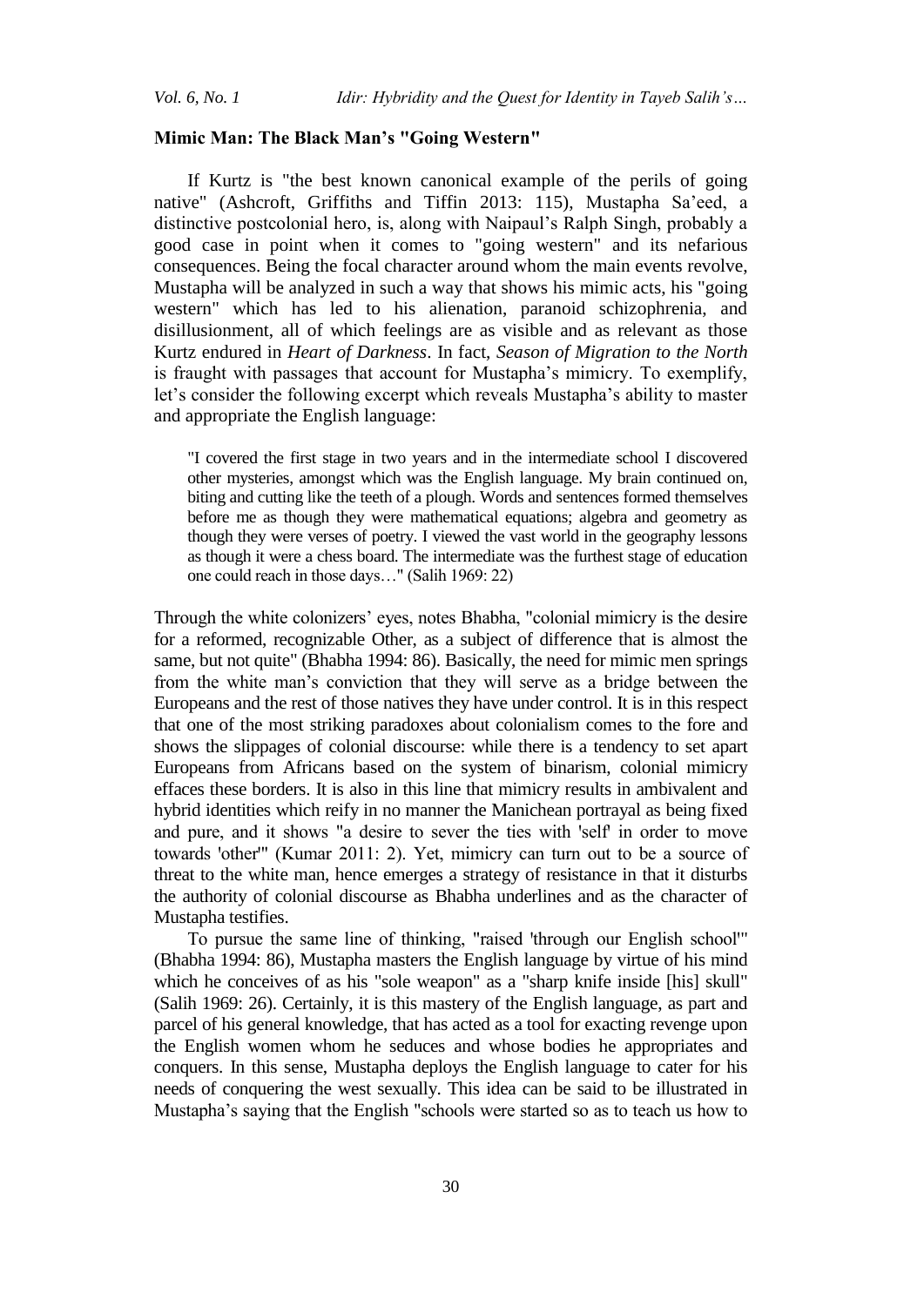### Mimic Man: The Black Man's "Going Western"

If Kurtz is "the best known canonical example of the perils of going native" (Ashcroft, Griffiths and Tiffin 2013: 115), Mustapha Sa'eed, a distinctive postcolonial hero, is, along with Naipaul's Ralph Singh, probably a good case in point when it comes to "going western" and its nefarious consequences. Being the focal character around whom the main events revolve, Mustapha will be analyzed in such a way that shows his mimic acts, his "going western" which has led to his alienation, paranoid schizophrenia, and disillusionment, all of which feelings are as visible and as relevant as those Kurtz endured in *Heart of Darkness*. In fact, *Season of Migration to the North* is fraught with passages that account for Mustapha's mimicry. To exemplify, let's consider the following excerpt which reveals Mustapha's ability to master and appropriate the English language:

> "I covered the first stage in two years and in the intermediate school I discovered other mysteries, amongst which was the English language. My brain continued on, biting and cutting like the teeth of a plough. Words and sentences formed themselves before me as though they were mathematical equations; algebra and geometry as though they were verses of poetry. I viewed the vast world in the geography lessons as though it were a chess board. The intermediate was the furthest stage of education one could reach in those days…" (Salih 1969: 22)

Through the white colonizers' eyes, notes Bhabha, "colonial mimicry is the desire for a reformed, recognizable Other, as a subject of difference that is almost the same, but not quite" (Bhabha 1994: 86). Basically, the need for mimic men springs from the white man's conviction that they will serve as a bridge between the Europeans and the rest of those natives they have under control. It is in this respect that one of the most striking paradoxes about colonialism comes to the fore and shows the slippages of colonial discourse: while there is a tendency to set apart Europeans from Africans based on the system of binarism, colonial mimicry effaces these borders. It is also in this line that mimicry results in ambivalent and hybrid identities which reify in no manner the Manichean portrayal as being fixed and pure, and it shows "a desire to sever the ties with 'self' in order to move towards 'other'" (Kumar 2011: 2). Yet, mimicry can turn out to be a source of threat to the white man, hence emerges a strategy of resistance in that it disturbs the authority of colonial discourse as Bhabha underlines and as the character of Mustapha testifies.

To pursue the same line of thinking, "raised 'through our English school'" (Bhabha 1994: 86), Mustapha masters the English language by virtue of his mind which he conceives of as his "sole weapon" as a "sharp knife inside [his] skull" (Salih 1969: 26). Certainly, it is this mastery of the English language, as part and parcel of his general knowledge, that has acted as a tool for exacting revenge upon the English women whom he seduces and whose bodies he appropriates and conquers. In this sense, Mustapha deploys the English language to cater for his needs of conquering the west sexually. This idea can be said to be illustrated in Mustapha's saying that the English "schools were started so as to teach us how to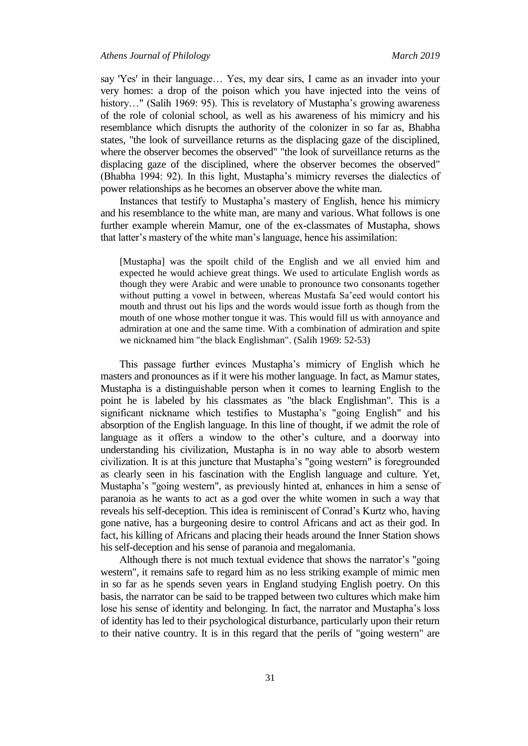say 'Yes' in their language… Yes, my dear sirs, I came as an invader into your very homes: a drop of the poison which you have injected into the veins of history…" (Salih 1969: 95). This is revelatory of Mustapha's growing awareness of the role of colonial school, as well as his awareness of his mimicry and his resemblance which disrupts the authority of the colonizer in so far as, Bhabha states, "the look of surveillance returns as the displacing gaze of the disciplined, where the observer becomes the observed" "the look of surveillance returns as the displacing gaze of the disciplined, where the observer becomes the observed" (Bhabha 1994: 92). In this light, Mustapha's mimicry reverses the dialectics of power relationships as he becomes an observer above the white man.

Instances that testify to Mustapha's mastery of English, hence his mimicry and his resemblance to the white man, are many and various. What follows is one further example wherein Mamur, one of the ex-classmates of Mustapha, shows that latter's mastery of the white man's language, hence his assimilation:

> [Mustapha] was the spoilt child of the English and we all envied him and expected he would achieve great things. We used to articulate English words as though they were Arabic and were unable to pronounce two consonants together without putting a vowel in between, whereas Mustafa Sa'eed would contort his mouth and thrust out his lips and the words would issue forth as though from the mouth of one whose mother tongue it was. This would fill us with annoyance and admiration at one and the same time. With a combination of admiration and spite we nicknamed him "the black Englishman". (Salih 1969: 52-53)

This passage further evinces Mustapha's mimicry of English which he masters and pronounces as if it were his mother language. In fact, as Mamur states, Mustapha is a distinguishable person when it comes to learning English to the point he is labeled by his classmates as "the black Englishman". This is a significant nickname which testifies to Mustapha's "going English" and his absorption of the English language. In this line of thought, if we admit the role of language as it offers a window to the other's culture, and a doorway into understanding his civilization, Mustapha is in no way able to absorb western civilization. It is at this juncture that Mustapha's "going western" is foregrounded as clearly seen in his fascination with the English language and culture. Yet, Mustapha's "going western", as previously hinted at, enhances in him a sense of paranoia as he wants to act as a god over the white women in such a way that reveals his self-deception. This idea is reminiscent of Conrad's Kurtz who, having gone native, has a burgeoning desire to control Africans and act as their god. In fact, his killing of Africans and placing their heads around the Inner Station shows his self-deception and his sense of paranoia and megalomania.

Although there is not much textual evidence that shows the narrator's "going western", it remains safe to regard him as no less striking example of mimic men in so far as he spends seven years in England studying English poetry. On this basis, the narrator can be said to be trapped between two cultures which make him lose his sense of identity and belonging. In fact, the narrator and Mustapha's loss of identity has led to their psychological disturbance, particularly upon their return to their native country. It is in this regard that the perils of "going western" are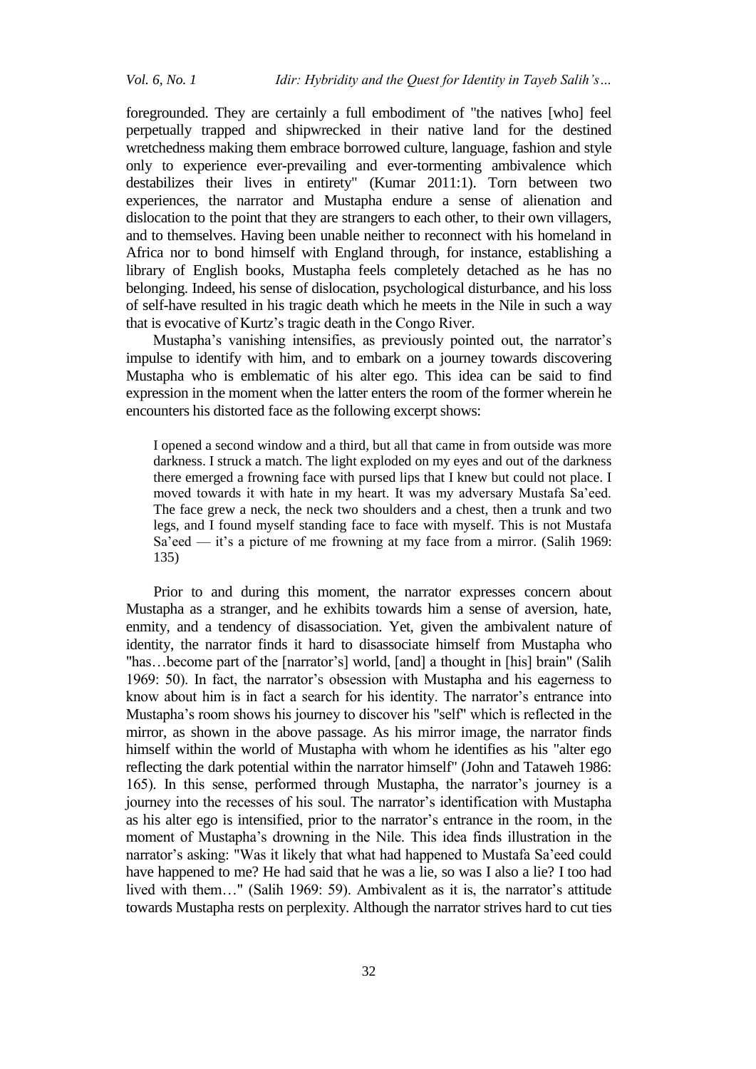foregrounded. They are certainly a full embodiment of "the natives [who] feel perpetually trapped and shipwrecked in their native land for the destined wretchedness making them embrace borrowed culture, language, fashion and style only to experience ever-prevailing and ever-tormenting ambivalence which destabilizes their lives in entirety" (Kumar 2011:1). Torn between two experiences, the narrator and Mustapha endure a sense of alienation and dislocation to the point that they are strangers to each other, to their own villagers, and to themselves. Having been unable neither to reconnect with his homeland in Africa nor to bond himself with England through, for instance, establishing a library of English books, Mustapha feels completely detached as he has no belonging. Indeed, his sense of dislocation, psychological disturbance, and his loss of self-have resulted in his tragic death which he meets in the Nile in such a way that is evocative of Kurtz's tragic death in the Congo River.

Mustapha's vanishing intensifies, as previously pointed out, the narrator's impulse to identify with him, and to embark on a journey towards discovering Mustapha who is emblematic of his alter ego. This idea can be said to find expression in the moment when the latter enters the room of the former wherein he encounters his distorted face as the following excerpt shows:

> I opened a second window and a third, but all that came in from outside was more darkness. I struck a match. The light exploded on my eyes and out of the darkness there emerged a frowning face with pursed lips that I knew but could not place. I moved towards it with hate in my heart. It was my adversary Mustafa Sa'eed. The face grew a neck, the neck two shoulders and a chest, then a trunk and two legs, and I found myself standing face to face with myself. This is not Mustafa Sa'eed — it's a picture of me frowning at my face from a mirror. (Salih 1969: 135)

Prior to and during this moment, the narrator expresses concern about Mustapha as a stranger, and he exhibits towards him a sense of aversion, hate, enmity, and a tendency of disassociation. Yet, given the ambivalent nature of identity, the narrator finds it hard to disassociate himself from Mustapha who "has…become part of the [narrator's] world, [and] a thought in [his] brain" (Salih 1969: 50). In fact, the narrator's obsession with Mustapha and his eagerness to know about him is in fact a search for his identity. The narrator's entrance into Mustapha's room shows his journey to discover his "self" which is reflected in the mirror, as shown in the above passage. As his mirror image, the narrator finds himself within the world of Mustapha with whom he identifies as his "alter ego reflecting the dark potential within the narrator himself" (John and Tataweh 1986: 165). In this sense, performed through Mustapha, the narrator's journey is a journey into the recesses of his soul. The narrator's identification with Mustapha as his alter ego is intensified, prior to the narrator's entrance in the room, in the moment of Mustapha's drowning in the Nile. This idea finds illustration in the narrator's asking: "Was it likely that what had happened to Mustafa Sa'eed could have happened to me? He had said that he was a lie, so was I also a lie? I too had lived with them…" (Salih 1969: 59). Ambivalent as it is, the narrator's attitude towards Mustapha rests on perplexity. Although the narrator strives hard to cut ties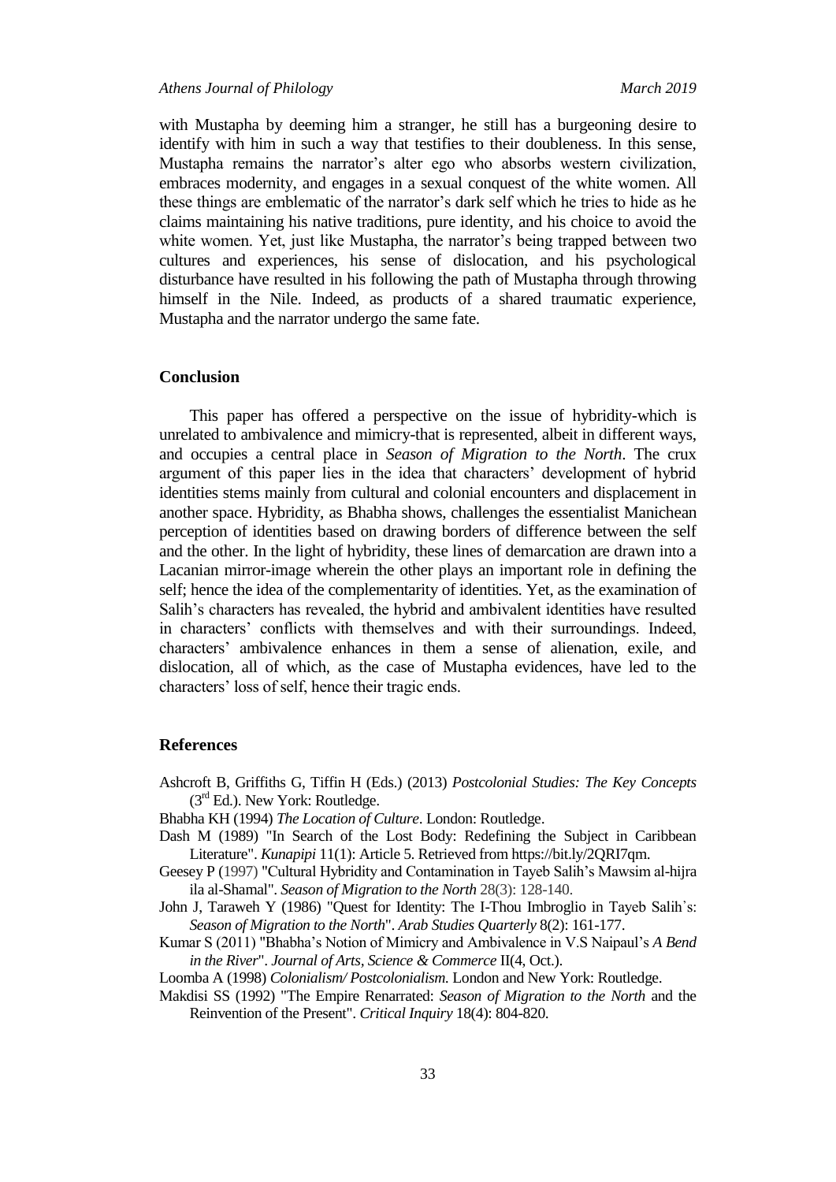with Mustapha by deeming him a stranger, he still has a burgeoning desire to identify with him in such a way that testifies to their doubleness. In this sense, Mustapha remains the narrator's alter ego who absorbs western civilization, embraces modernity, and engages in a sexual conquest of the white women. All these things are emblematic of the narrator's dark self which he tries to hide as he claims maintaining his native traditions, pure identity, and his choice to avoid the white women. Yet, just like Mustapha, the narrator's being trapped between two cultures and experiences, his sense of dislocation, and his psychological disturbance have resulted in his following the path of Mustapha through throwing himself in the Nile. Indeed, as products of a shared traumatic experience, Mustapha and the narrator undergo the same fate.

## Conclusion

This paper has offered a perspective on the issue of hybridity-which is unrelated to ambivalence and mimicry-that is represented, albeit in different ways, and occupies a central place in *Season of Migration to the North*. The crux argument of this paper lies in the idea that characters' development of hybrid identities stems mainly from cultural and colonial encounters and displacement in another space. Hybridity, as Bhabha shows, challenges the essentialist Manichean perception of identities based on drawing borders of difference between the self and the other. In the light of hybridity, these lines of demarcation are drawn into a Lacanian mirror-image wherein the other plays an important role in defining the self; hence the idea of the complementarity of identities. Yet, as the examination of Salih's characters has revealed, the hybrid and ambivalent identities have resulted in characters' conflicts with themselves and with their surroundings. Indeed, characters' ambivalence enhances in them a sense of alienation, exile, and dislocation, all of which, as the case of Mustapha evidences, have led to the characters' loss of self, hence their tragic ends.

## References

Ashcroft B, Griffiths G, Tiffin H (Eds.) (2013) *Postcolonial Studies: The Key Concepts* (3rd Ed.). New York: Routledge.

Bhabha KH (1994) *The Location of Culture*. London: Routledge.

Dash M (1989) "In Search of the Lost Body: Redefining the Subject in Caribbean Literature". *Kunapipi* 11(1): Article 5. Retrieved from https://bit.ly/2QRI7qm.

Geesey P (1997) "Cultural Hybridity and Contamination in Tayeb Salih's Mawsim al-hijra ila al-Shamal". *Season of Migration to the North* 28(3): 128-140.

John J, Taraweh Y (1986) "Quest for Identity: The I-Thou Imbroglio in Tayeb Salih's: *Season of Migration to the North*". *Arab Studies Quarterly* 8(2): 161-177.

Kumar S (2011) "Bhabha's Notion of Mimicry and Ambivalence in V.S Naipaul's *A Bend in the River*". *Journal of Arts, Science & Commerce* II(4, Oct.).

Loomba A (1998) *Colonialism/ Postcolonialism.* London and New York: Routledge.

Makdisi SS (1992) "The Empire Renarrated: *Season of Migration to the North* and the Reinvention of the Present". *Critical Inquiry* 18(4): 804-820.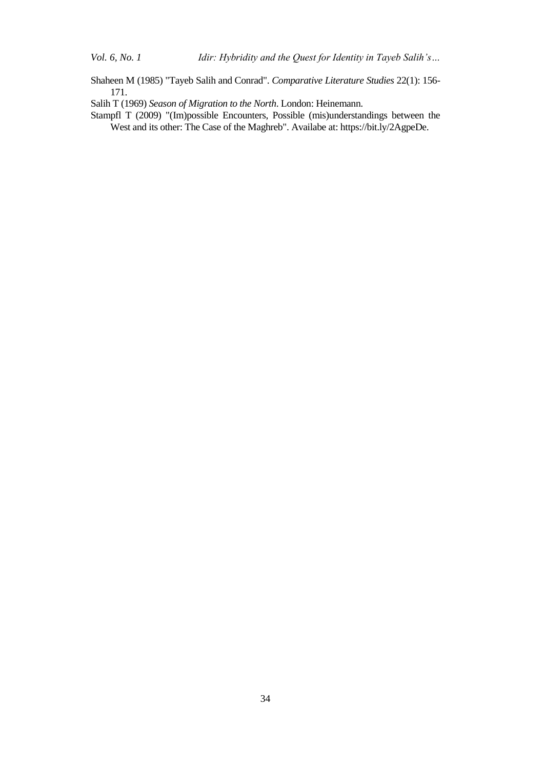Shaheen M (1985) "Tayeb Salih and Conrad". *Comparative Literature Studies* 22(1): 156-171.

Salih T (1969) *Season of Migration to the North*. London: Heinemann.

Stampfl T (2009) "(Im)possible Encounters, Possible (mis)understandings between the West and its other: The Case of the Maghreb". Availabe at: https://bit.ly/2AgpeDe.